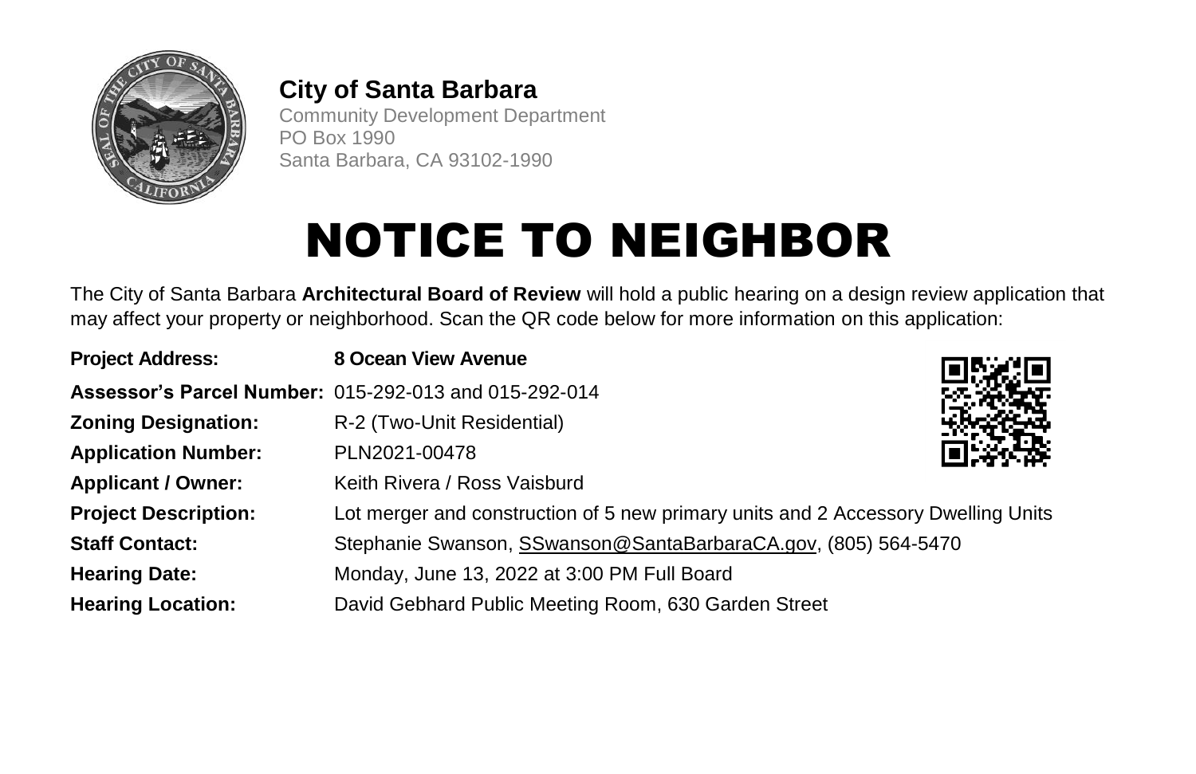**City of Santa Barbara**
Community Development Department
PO Box 1990
Santa Barbara, CA 93102-1990

# NOTICE TO NEIGHBOR

The City of Santa Barbara **Architectural Board of Review** will hold a public hearing on a design review application that may affect your property or neighborhood. Scan the QR code below for more information on this application:

**Project Address:** **8 Ocean View Avenue**

**Assessor's Parcel Number:** 015-292-013 and 015-292-014

**Zoning Designation:** R-2 (Two-Unit Residential)

**Application Number:** PLN2021-00478

**Applicant / Owner:** Keith Rivera / Ross Vaisburd

**Project Description:** Lot merger and construction of 5 new primary units and 2 Accessory Dwelling Units

**Staff Contact:** Stephanie Swanson, SSwanson@SantaBarbaraCA.gov, (805) 564-5470

**Hearing Date:** Monday, June 13, 2022 at 3:00 PM Full Board

**Hearing Location:** David Gebhard Public Meeting Room, 630 Garden Street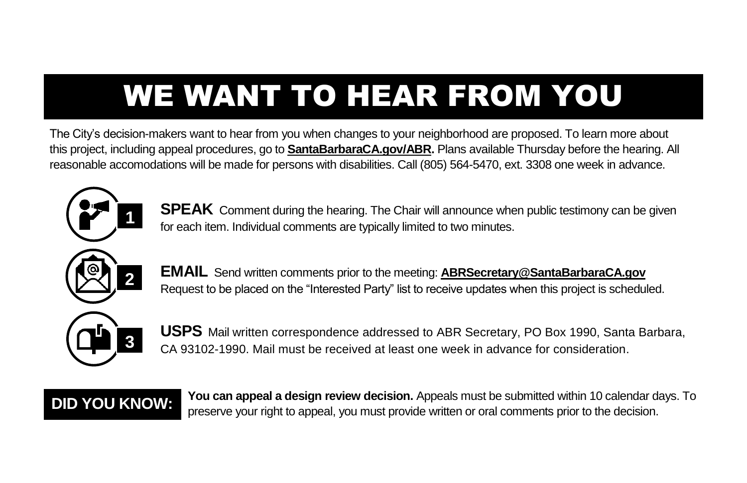# WE WANT TO HEAR FROM YOU

The City's decision-makers want to hear from you when changes to your neighborhood are proposed. To learn more about this project, including appeal procedures, go to **SantaBarbaraCA.gov/ABR.** Plans available Thursday before the hearing. All reasonable accomodations will be made for persons with disabilities. Call (805) 564-5470, ext. 3308 one week in advance.

**1** **SPEAK** Comment during the hearing. The Chair will announce when public testimony can be given for each item. Individual comments are typically limited to two minutes.

**2** **EMAIL** Send written comments prior to the meeting: **ABRSecretary@SantaBarbaraCA.gov** Request to be placed on the "Interested Party" list to receive updates when this project is scheduled.

**3** **USPS** Mail written correspondence addressed to ABR Secretary, PO Box 1990, Santa Barbara, CA 93102-1990. Mail must be received at least one week in advance for consideration.

**DID YOU KNOW:** **You can appeal a design review decision.** Appeals must be submitted within 10 calendar days. To preserve your right to appeal, you must provide written or oral comments prior to the decision.